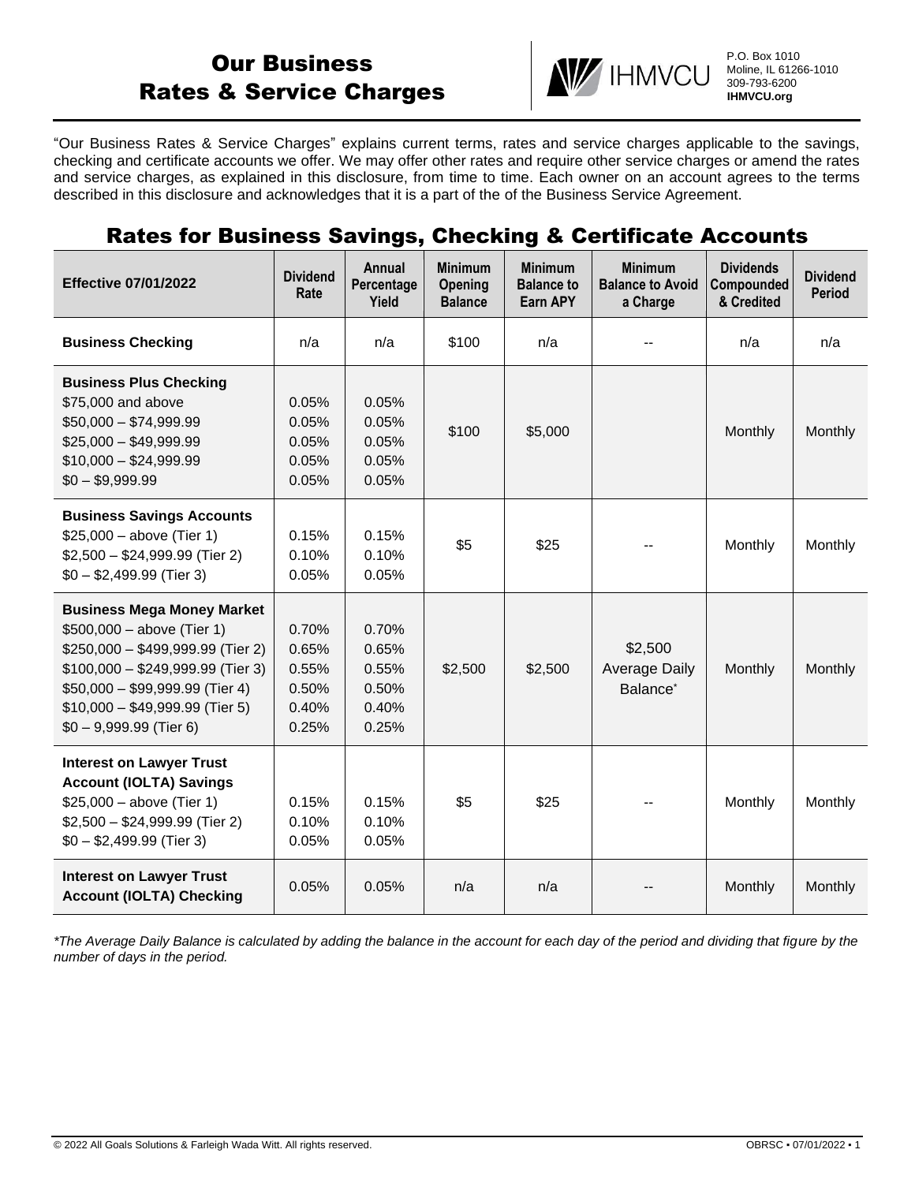# Our Business Rates & Service Charges

IHMVCU
P.O. Box 1010
Moline, IL 61266-1010
309-793-6200
**IHMVCU.org**

"Our Business Rates & Service Charges" explains current terms, rates and service charges applicable to the savings, checking and certificate accounts we offer. We may offer other rates and require other service charges or amend the rates and service charges, as explained in this disclosure, from time to time. Each owner on an account agrees to the terms described in this disclosure and acknowledges that it is a part of the of the Business Service Agreement.

## Rates for Business Savings, Checking & Certificate Accounts

| Effective 07/01/2022 | Dividend Rate | Annual Percentage Yield | Minimum Opening Balance | Minimum Balance to Earn APY | Minimum Balance to Avoid a Charge | Dividends Compounded & Credited | Dividend Period |
|---|---|---|---|---|---|---|---|
| **Business Checking** | n/a | n/a | $100 | n/a | -- | n/a | n/a |
| **Business Plus Checking**<br>$75,000 and above<br>$50,000 – $74,999.99<br>$25,000 – $49,999.99<br>$10,000 – $24,999.99<br>$0 – $9,999.99 | <br>0.05%<br>0.05%<br>0.05%<br>0.05%<br>0.05% | <br>0.05%<br>0.05%<br>0.05%<br>0.05%<br>0.05% | $100 | $5,000 | | Monthly | Monthly |
| **Business Savings Accounts**<br>$25,000 – above (Tier 1)<br>$2,500 – $24,999.99 (Tier 2)<br>$0 – $2,499.99 (Tier 3) | <br>0.15%<br>0.10%<br>0.05% | <br>0.15%<br>0.10%<br>0.05% | $5 | $25 | -- | Monthly | Monthly |
| **Business Mega Money Market**<br>$500,000 – above (Tier 1)<br>$250,000 – $499,999.99 (Tier 2)<br>$100,000 – $249,999.99 (Tier 3)<br>$50,000 – $99,999.99 (Tier 4)<br>$10,000 – $49,999.99 (Tier 5)<br>$0 – 9,999.99 (Tier 6) | <br>0.70%<br>0.65%<br>0.55%<br>0.50%<br>0.40%<br>0.25% | <br>0.70%<br>0.65%<br>0.55%<br>0.50%<br>0.40%<br>0.25% | $2,500 | $2,500 | $2,500 Average Daily Balance* | Monthly | Monthly |
| **Interest on Lawyer Trust Account (IOLTA) Savings**<br>$25,000 – above (Tier 1)<br>$2,500 – $24,999.99 (Tier 2)<br>$0 – $2,499.99 (Tier 3) | <br><br>0.15%<br>0.10%<br>0.05% | <br><br>0.15%<br>0.10%<br>0.05% | $5 | $25 | -- | Monthly | Monthly |
| **Interest on Lawyer Trust Account (IOLTA) Checking** | 0.05% | 0.05% | n/a | n/a | -- | Monthly | Monthly |

*\*The Average Daily Balance is calculated by adding the balance in the account for each day of the period and dividing that figure by the number of days in the period.*

© 2022 All Goals Solutions & Farleigh Wada Witt. All rights reserved.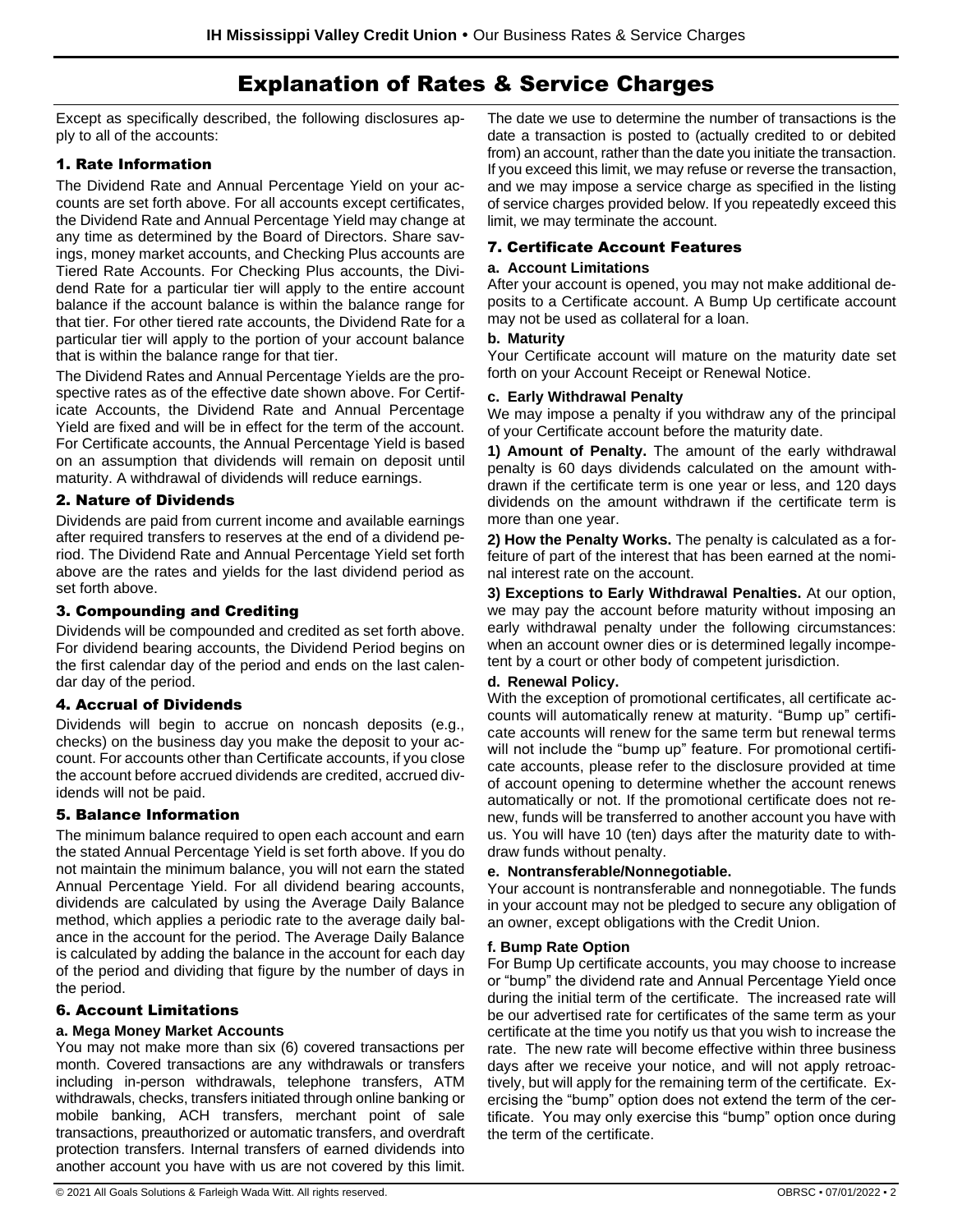# Explanation of Rates & Service Charges

Except as specifically described, the following disclosures apply to all of the accounts:

## 1. Rate Information

The Dividend Rate and Annual Percentage Yield on your accounts are set forth above. For all accounts except certificates, the Dividend Rate and Annual Percentage Yield may change at any time as determined by the Board of Directors. Share savings, money market accounts, and Checking Plus accounts are Tiered Rate Accounts. For Checking Plus accounts, the Dividend Rate for a particular tier will apply to the entire account balance if the account balance is within the balance range for that tier. For other tiered rate accounts, the Dividend Rate for a particular tier will apply to the portion of your account balance that is within the balance range for that tier.

The Dividend Rates and Annual Percentage Yields are the prospective rates as of the effective date shown above. For Certificate Accounts, the Dividend Rate and Annual Percentage Yield are fixed and will be in effect for the term of the account. For Certificate accounts, the Annual Percentage Yield is based on an assumption that dividends will remain on deposit until maturity. A withdrawal of dividends will reduce earnings.

## 2. Nature of Dividends

Dividends are paid from current income and available earnings after required transfers to reserves at the end of a dividend period. The Dividend Rate and Annual Percentage Yield set forth above are the rates and yields for the last dividend period as set forth above.

## 3. Compounding and Crediting

Dividends will be compounded and credited as set forth above. For dividend bearing accounts, the Dividend Period begins on the first calendar day of the period and ends on the last calendar day of the period.

## 4. Accrual of Dividends

Dividends will begin to accrue on noncash deposits (e.g., checks) on the business day you make the deposit to your account. For accounts other than Certificate accounts, if you close the account before accrued dividends are credited, accrued dividends will not be paid.

## 5. Balance Information

The minimum balance required to open each account and earn the stated Annual Percentage Yield is set forth above. If you do not maintain the minimum balance, you will not earn the stated Annual Percentage Yield. For all dividend bearing accounts, dividends are calculated by using the Average Daily Balance method, which applies a periodic rate to the average daily balance in the account for the period. The Average Daily Balance is calculated by adding the balance in the account for each day of the period and dividing that figure by the number of days in the period.

## 6. Account Limitations

### a. Mega Money Market Accounts

You may not make more than six (6) covered transactions per month. Covered transactions are any withdrawals or transfers including in-person withdrawals, telephone transfers, ATM withdrawals, checks, transfers initiated through online banking or mobile banking, ACH transfers, merchant point of sale transactions, preauthorized or automatic transfers, and overdraft protection transfers. Internal transfers of earned dividends into another account you have with us are not covered by this limit. The date we use to determine the number of transactions is the date a transaction is posted to (actually credited to or debited from) an account, rather than the date you initiate the transaction. If you exceed this limit, we may refuse or reverse the transaction, and we may impose a service charge as specified in the listing of service charges provided below. If you repeatedly exceed this limit, we may terminate the account.

## 7. Certificate Account Features

### a. Account Limitations

After your account is opened, you may not make additional deposits to a Certificate account. A Bump Up certificate account may not be used as collateral for a loan.

### b. Maturity

Your Certificate account will mature on the maturity date set forth on your Account Receipt or Renewal Notice.

### c. Early Withdrawal Penalty

We may impose a penalty if you withdraw any of the principal of your Certificate account before the maturity date.

**1) Amount of Penalty.** The amount of the early withdrawal penalty is 60 days dividends calculated on the amount withdrawn if the certificate term is one year or less, and 120 days dividends on the amount withdrawn if the certificate term is more than one year.

**2) How the Penalty Works.** The penalty is calculated as a forfeiture of part of the interest that has been earned at the nominal interest rate on the account.

**3) Exceptions to Early Withdrawal Penalties.** At our option, we may pay the account before maturity without imposing an early withdrawal penalty under the following circumstances: when an account owner dies or is determined legally incompetent by a court or other body of competent jurisdiction.

### d. Renewal Policy.

With the exception of promotional certificates, all certificate accounts will automatically renew at maturity. "Bump up" certificate accounts will renew for the same term but renewal terms will not include the "bump up" feature. For promotional certificate accounts, please refer to the disclosure provided at time of account opening to determine whether the account renews automatically or not. If the promotional certificate does not renew, funds will be transferred to another account you have with us. You will have 10 (ten) days after the maturity date to withdraw funds without penalty.

### e. Nontransferable/Nonnegotiable.

Your account is nontransferable and nonnegotiable. The funds in your account may not be pledged to secure any obligation of an owner, except obligations with the Credit Union.

### f. Bump Rate Option

For Bump Up certificate accounts, you may choose to increase or "bump" the dividend rate and Annual Percentage Yield once during the initial term of the certificate. The increased rate will be our advertised rate for certificates of the same term as your certificate at the time you notify us that you wish to increase the rate. The new rate will become effective within three business days after we receive your notice, and will not apply retroactively, but will apply for the remaining term of the certificate. Exercising the "bump" option does not extend the term of the certificate. You may only exercise this "bump" option once during the term of the certificate.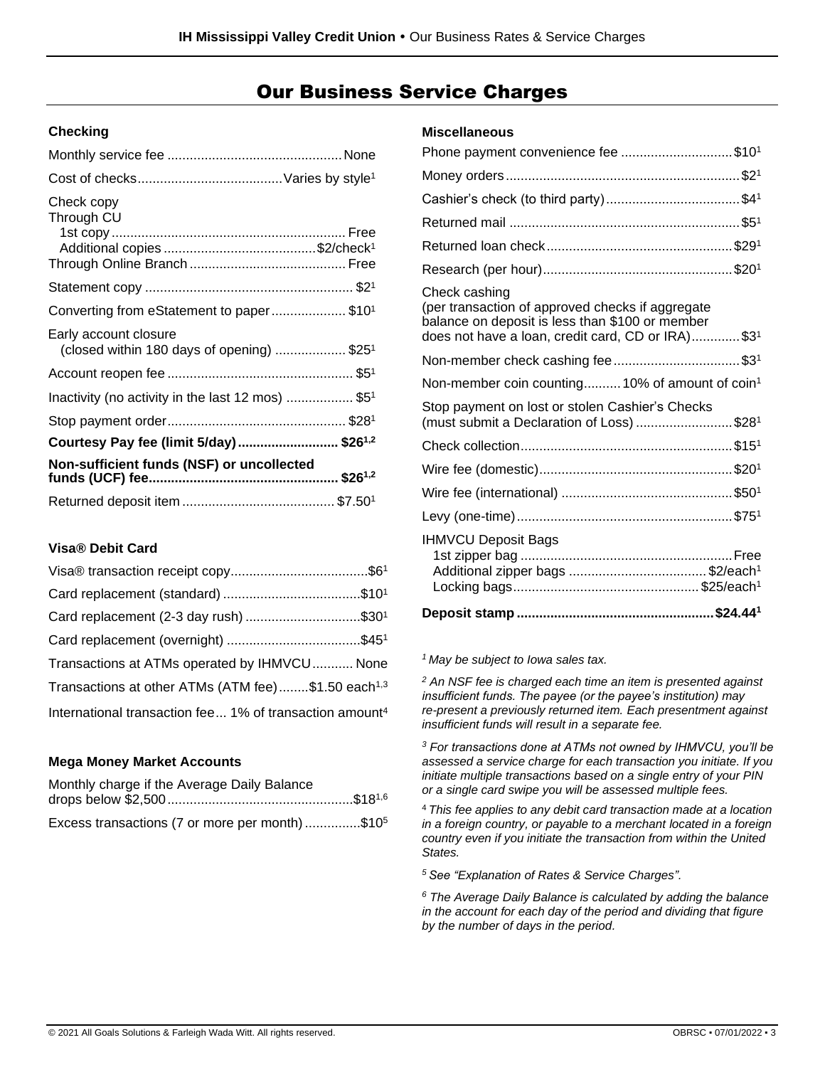# Our Business Service Charges

### Checking

| | |
|---|---|
| Monthly service fee | None |
| Cost of checks | Varies by style[1] |
| Check copy<br>Through CU<br>1st copy<br>Additional copies<br>Through Online Branch | <br><br>Free<br>$2/check[1]<br>Free |
| Statement copy | $2[1] |
| Converting from eStatement to paper | $10[1] |
| Early account closure (closed within 180 days of opening) | $25[1] |
| Account reopen fee | $5[1] |
| Inactivity (no activity in the last 12 mos) | $5[1] |
| Stop payment order | $28[1] |
| **Courtesy Pay fee (limit 5/day)** | **$26[1,2]** |
| **Non-sufficient funds (NSF) or uncollected funds (UCF) fee** | **$26[1,2]** |
| Returned deposit item | $7.50[1] |

### Visa® Debit Card

| | |
|---|---|
| Visa® transaction receipt copy | $6[1] |
| Card replacement (standard) | $10[1] |
| Card replacement (2-3 day rush) | $30[1] |
| Card replacement (overnight) | $45[1] |
| Transactions at ATMs operated by IHMVCU | None |
| Transactions at other ATMs (ATM fee) | $1.50 each[1,3] |
| International transaction fee | 1% of transaction amount[4] |

### Mega Money Market Accounts

| | |
|---|---|
| Monthly charge if the Average Daily Balance drops below $2,500 | $18[1,6] |
| Excess transactions (7 or more per month) | $10[5] |

### Miscellaneous

| | |
|---|---|
| Phone payment convenience fee | $10[1] |
| Money orders | $2[1] |
| Cashier's check (to third party) | $4[1] |
| Returned mail | $5[1] |
| Returned loan check | $29[1] |
| Research (per hour) | $20[1] |
| Check cashing (per transaction of approved checks if aggregate balance on deposit is less than $100 or member does not have a loan, credit card, CD or IRA) | $3[1] |
| Non-member check cashing fee | $3[1] |
| Non-member coin counting | 10% of amount of coin[1] |
| Stop payment on lost or stolen Cashier's Checks (must submit a Declaration of Loss) | $28[1] |
| Check collection | $15[1] |
| Wire fee (domestic) | $20[1] |
| Wire fee (international) | $50[1] |
| Levy (one-time) | $75[1] |
| IHMVCU Deposit Bags<br>1st zipper bag<br>Additional zipper bags<br>Locking bags | <br>Free<br>$2/each[1]<br>$25/each[1] |
| **Deposit stamp** | **$24.44[1]** |

*[1] May be subject to Iowa sales tax.*

*[2] An NSF fee is charged each time an item is presented against insufficient funds. The payee (or the payee's institution) may re-present a previously returned item. Each presentment against insufficient funds will result in a separate fee.*

*[3] For transactions done at ATMs not owned by IHMVCU, you'll be assessed a service charge for each transaction you initiate. If you initiate multiple transactions based on a single entry of your PIN or a single card swipe you will be assessed multiple fees.*

*[4] This fee applies to any debit card transaction made at a location in a foreign country, or payable to a merchant located in a foreign country even if you initiate the transaction from within the United States.*

*[5] See "Explanation of Rates & Service Charges".*

*[6] The Average Daily Balance is calculated by adding the balance in the account for each day of the period and dividing that figure by the number of days in the period.*